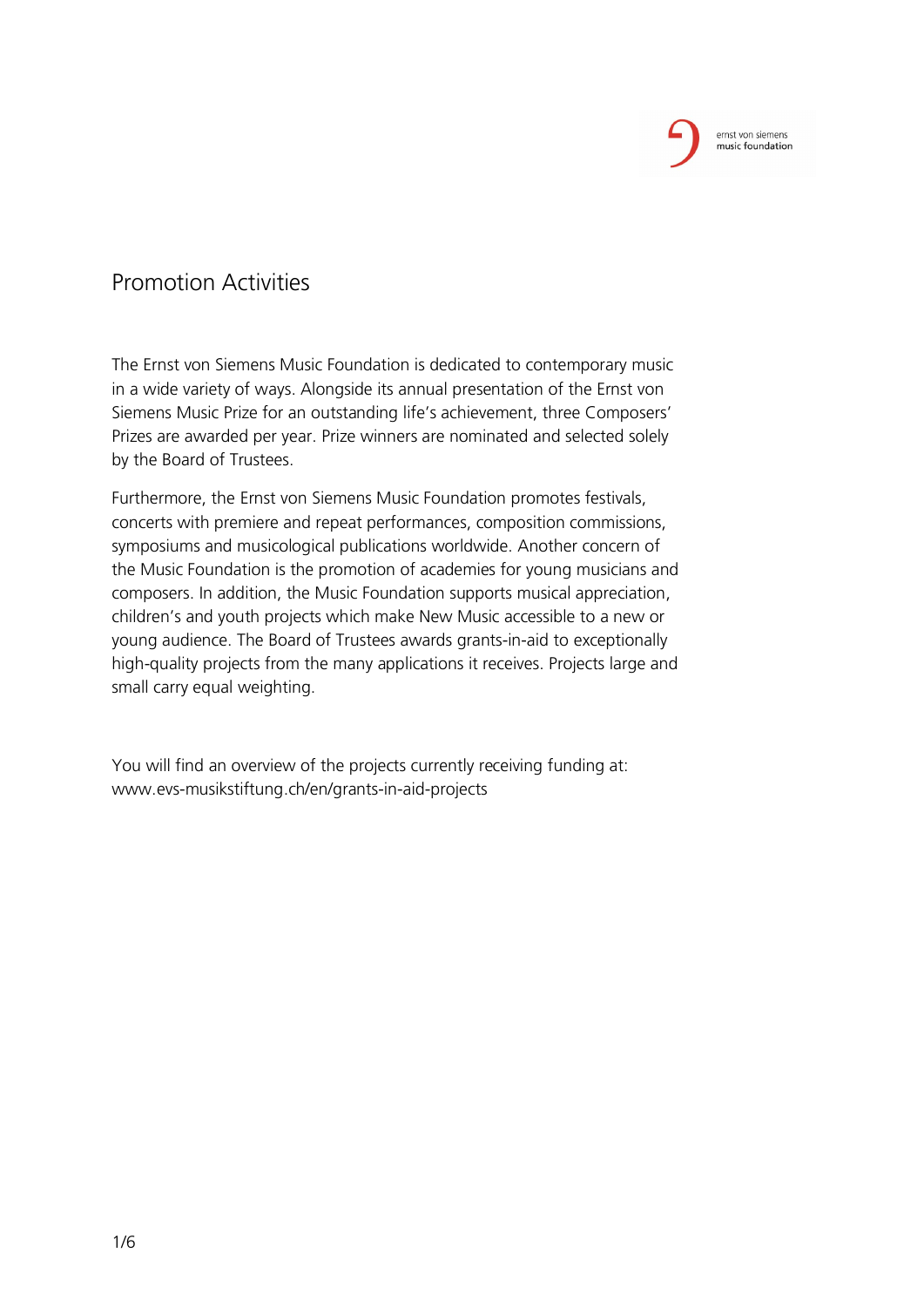# Promotion Activities

The Ernst von Siemens Music Foundation is dedicated to contemporary music in a wide variety of ways. Alongside its annual presentation of the Ernst von Siemens Music Prize for an outstanding life's achievement, three Composers' Prizes are awarded per year. Prize winners are nominated and selected solely by the Board of Trustees.

Furthermore, the Ernst von Siemens Music Foundation promotes festivals, concerts with premiere and repeat performances, composition commissions, symposiums and musicological publications worldwide. Another concern of the Music Foundation is the promotion of academies for young musicians and composers. In addition, the Music Foundation supports musical appreciation, children's and youth projects which make New Music accessible to a new or young audience. The Board of Trustees awards grants-in-aid to exceptionally high-quality projects from the many applications it receives. Projects large and small carry equal weighting.

You will find an overview of the projects currently receiving funding at:
www.evs-musikstiftung.ch/en/grants-in-aid-projects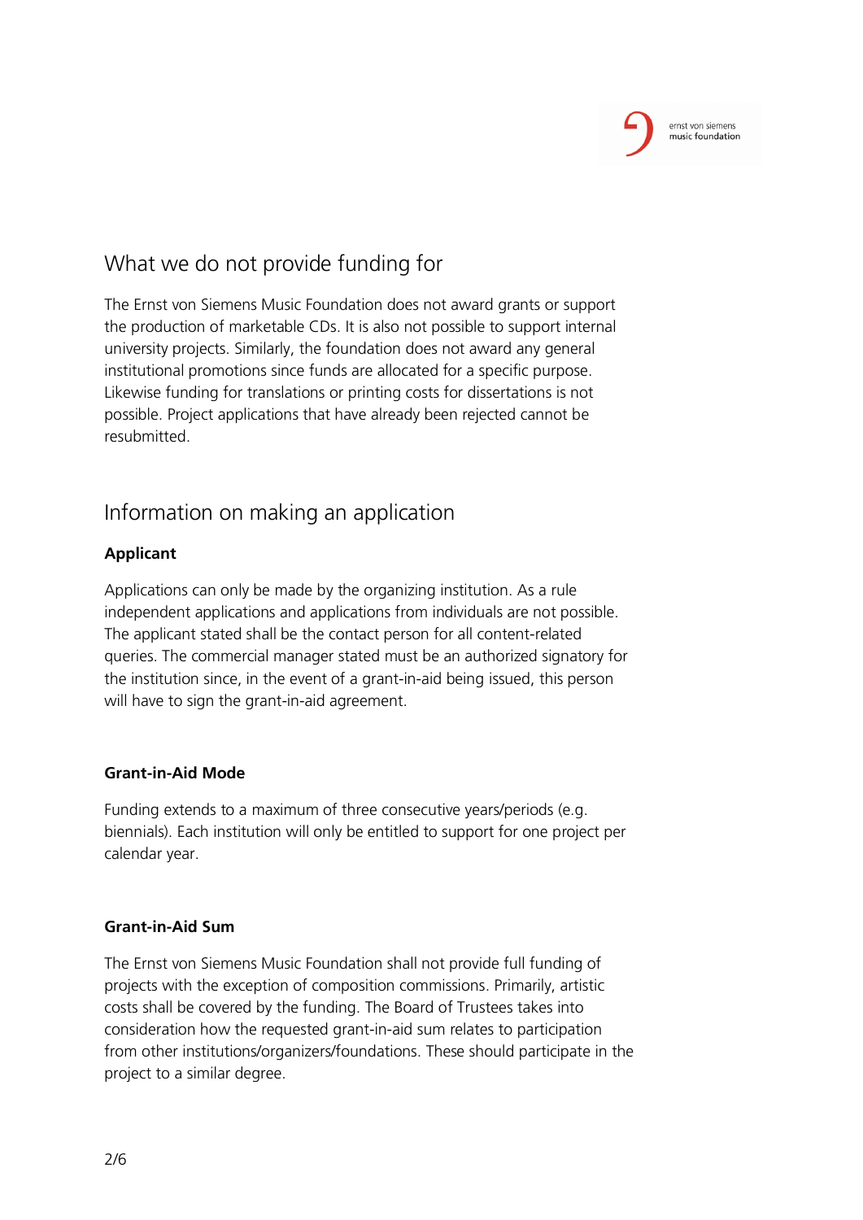## What we do not provide funding for

The Ernst von Siemens Music Foundation does not award grants or support the production of marketable CDs. It is also not possible to support internal university projects. Similarly, the foundation does not award any general institutional promotions since funds are allocated for a specific purpose. Likewise funding for translations or printing costs for dissertations is not possible. Project applications that have already been rejected cannot be resubmitted.

## Information on making an application

**Applicant**

Applications can only be made by the organizing institution. As a rule independent applications and applications from individuals are not possible. The applicant stated shall be the contact person for all content-related queries. The commercial manager stated must be an authorized signatory for the institution since, in the event of a grant-in-aid being issued, this person will have to sign the grant-in-aid agreement.

**Grant-in-Aid Mode**

Funding extends to a maximum of three consecutive years/periods (e.g. biennials). Each institution will only be entitled to support for one project per calendar year.

**Grant-in-Aid Sum**

The Ernst von Siemens Music Foundation shall not provide full funding of projects with the exception of composition commissions. Primarily, artistic costs shall be covered by the funding. The Board of Trustees takes into consideration how the requested grant-in-aid sum relates to participation from other institutions/organizers/foundations. These should participate in the project to a similar degree.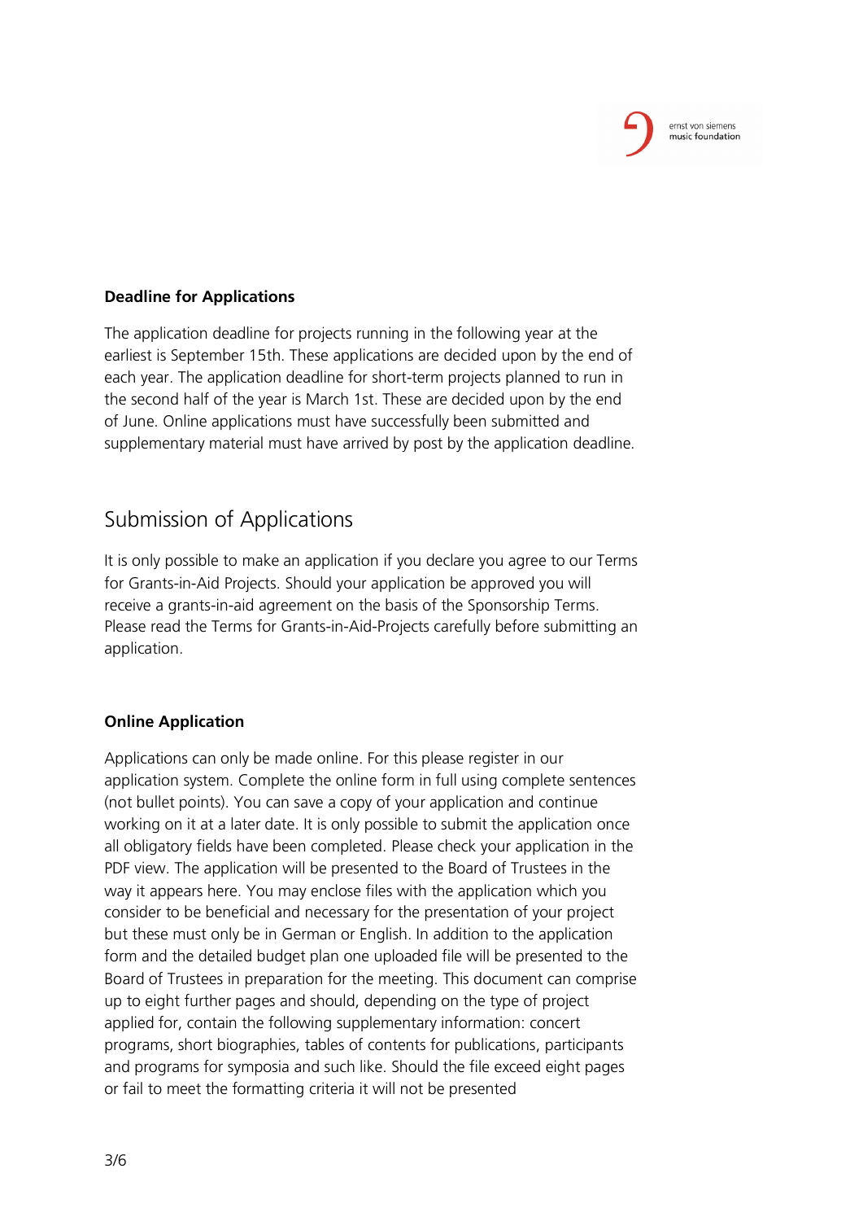**Deadline for Applications**

The application deadline for projects running in the following year at the earliest is September 15th. These applications are decided upon by the end of each year. The application deadline for short-term projects planned to run in the second half of the year is March 1st. These are decided upon by the end of June. Online applications must have successfully been submitted and supplementary material must have arrived by post by the application deadline.

## Submission of Applications

It is only possible to make an application if you declare you agree to our Terms for Grants-in-Aid Projects. Should your application be approved you will receive a grants-in-aid agreement on the basis of the Sponsorship Terms. Please read the Terms for Grants-in-Aid-Projects carefully before submitting an application.

**Online Application**

Applications can only be made online. For this please register in our application system. Complete the online form in full using complete sentences (not bullet points). You can save a copy of your application and continue working on it at a later date. It is only possible to submit the application once all obligatory fields have been completed. Please check your application in the PDF view. The application will be presented to the Board of Trustees in the way it appears here. You may enclose files with the application which you consider to be beneficial and necessary for the presentation of your project but these must only be in German or English. In addition to the application form and the detailed budget plan one uploaded file will be presented to the Board of Trustees in preparation for the meeting. This document can comprise up to eight further pages and should, depending on the type of project applied for, contain the following supplementary information: concert programs, short biographies, tables of contents for publications, participants and programs for symposia and such like. Should the file exceed eight pages or fail to meet the formatting criteria it will not be presented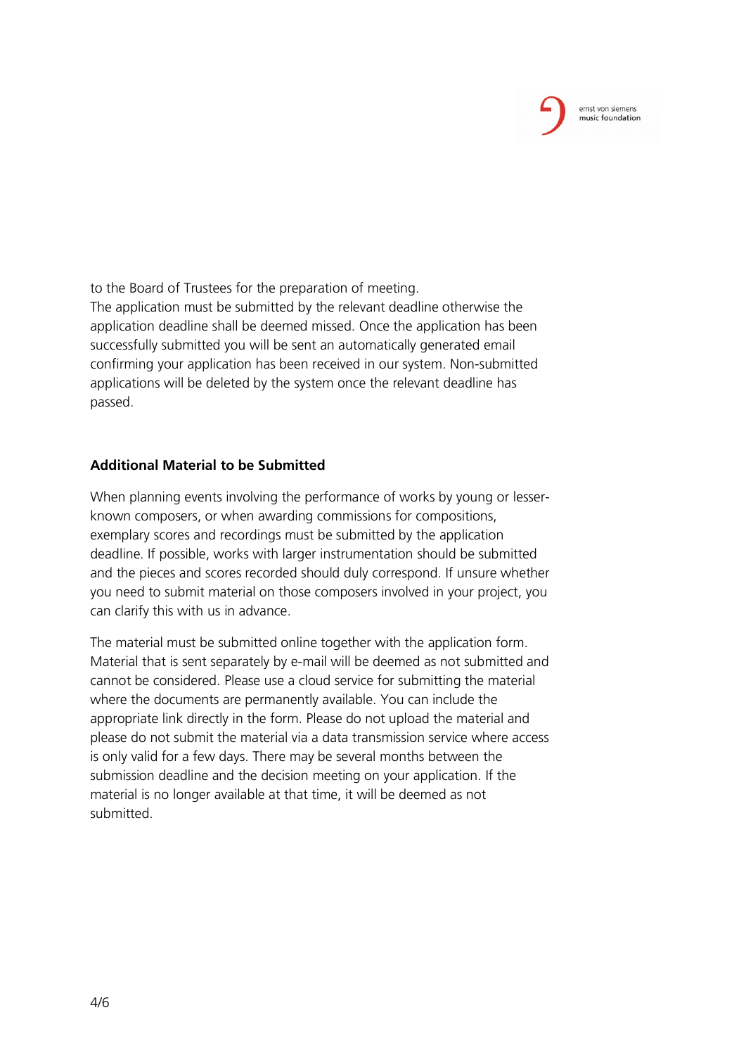to the Board of Trustees for the preparation of meeting.
The application must be submitted by the relevant deadline otherwise the application deadline shall be deemed missed. Once the application has been successfully submitted you will be sent an automatically generated email confirming your application has been received in our system. Non-submitted applications will be deleted by the system once the relevant deadline has passed.

**Additional Material to be Submitted**

When planning events involving the performance of works by young or lesser-known composers, or when awarding commissions for compositions, exemplary scores and recordings must be submitted by the application deadline. If possible, works with larger instrumentation should be submitted and the pieces and scores recorded should duly correspond. If unsure whether you need to submit material on those composers involved in your project, you can clarify this with us in advance.

The material must be submitted online together with the application form. Material that is sent separately by e-mail will be deemed as not submitted and cannot be considered. Please use a cloud service for submitting the material where the documents are permanently available. You can include the appropriate link directly in the form. Please do not upload the material and please do not submit the material via a data transmission service where access is only valid for a few days. There may be several months between the submission deadline and the decision meeting on your application. If the material is no longer available at that time, it will be deemed as not submitted.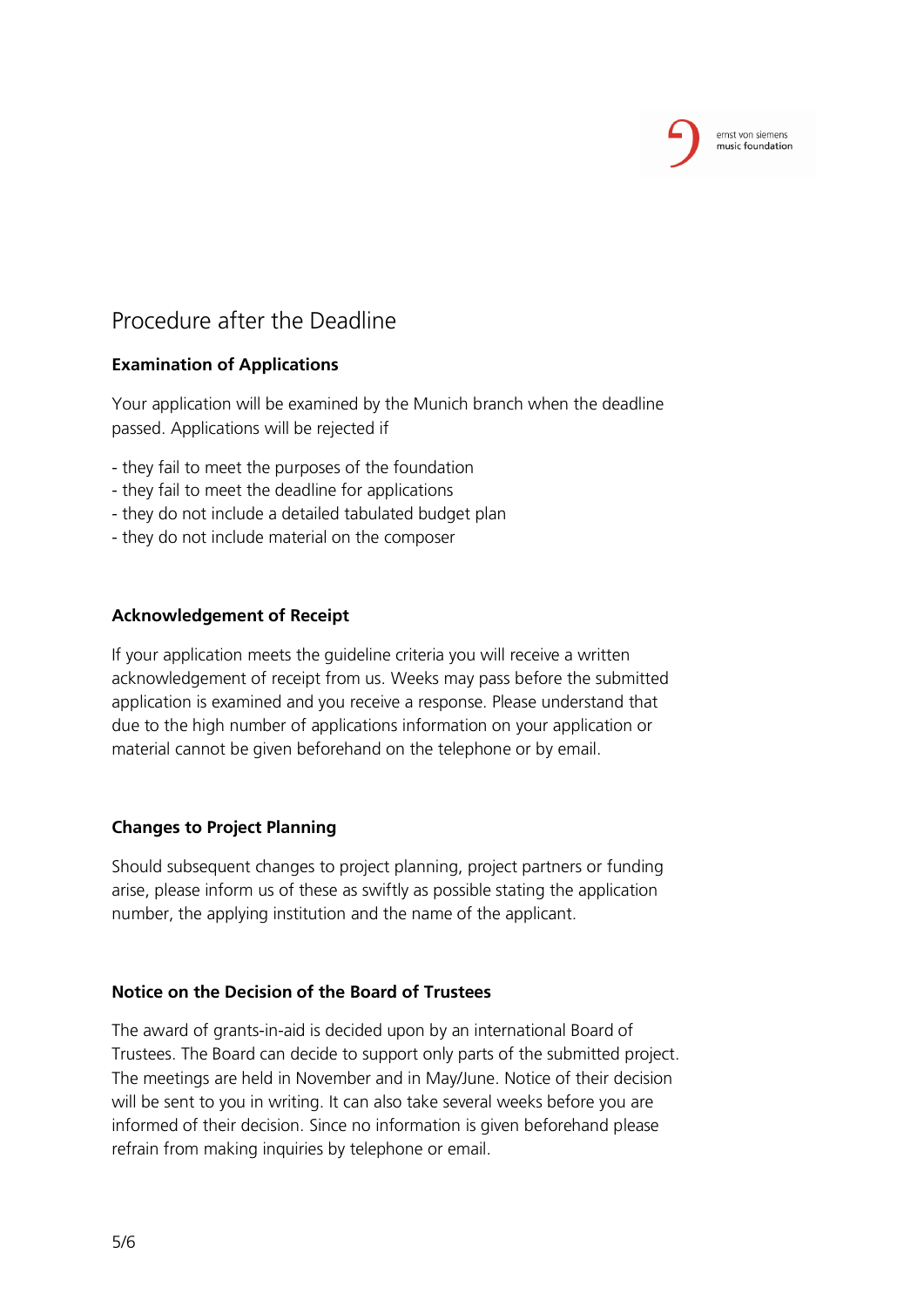## Procedure after the Deadline

### Examination of Applications

Your application will be examined by the Munich branch when the deadline passed. Applications will be rejected if

- they fail to meet the purposes of the foundation
- they fail to meet the deadline for applications
- they do not include a detailed tabulated budget plan
- they do not include material on the composer

### Acknowledgement of Receipt

If your application meets the guideline criteria you will receive a written acknowledgement of receipt from us. Weeks may pass before the submitted application is examined and you receive a response. Please understand that due to the high number of applications information on your application or material cannot be given beforehand on the telephone or by email.

### Changes to Project Planning

Should subsequent changes to project planning, project partners or funding arise, please inform us of these as swiftly as possible stating the application number, the applying institution and the name of the applicant.

### Notice on the Decision of the Board of Trustees

The award of grants-in-aid is decided upon by an international Board of Trustees. The Board can decide to support only parts of the submitted project. The meetings are held in November and in May/June. Notice of their decision will be sent to you in writing. It can also take several weeks before you are informed of their decision. Since no information is given beforehand please refrain from making inquiries by telephone or email.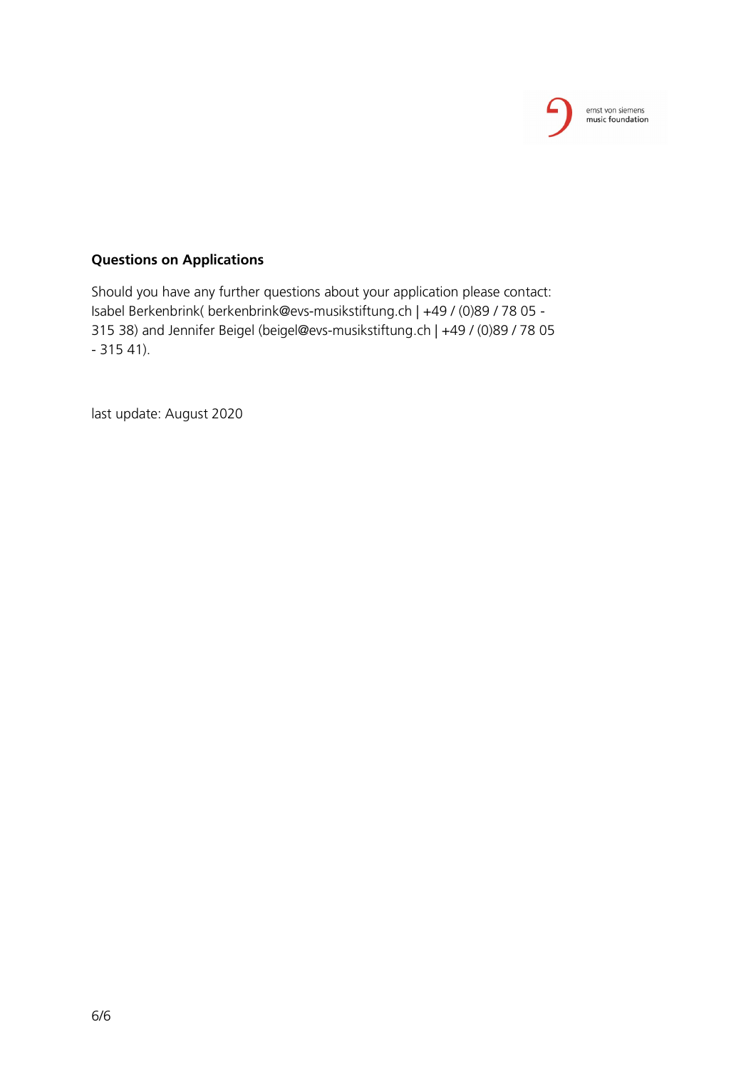## Questions on Applications

Should you have any further questions about your application please contact: Isabel Berkenbrink( berkenbrink@evs-musikstiftung.ch | +49 / (0)89 / 78 05 - 315 38) and Jennifer Beigel (beigel@evs-musikstiftung.ch | +49 / (0)89 / 78 05 - 315 41).

last update: August 2020